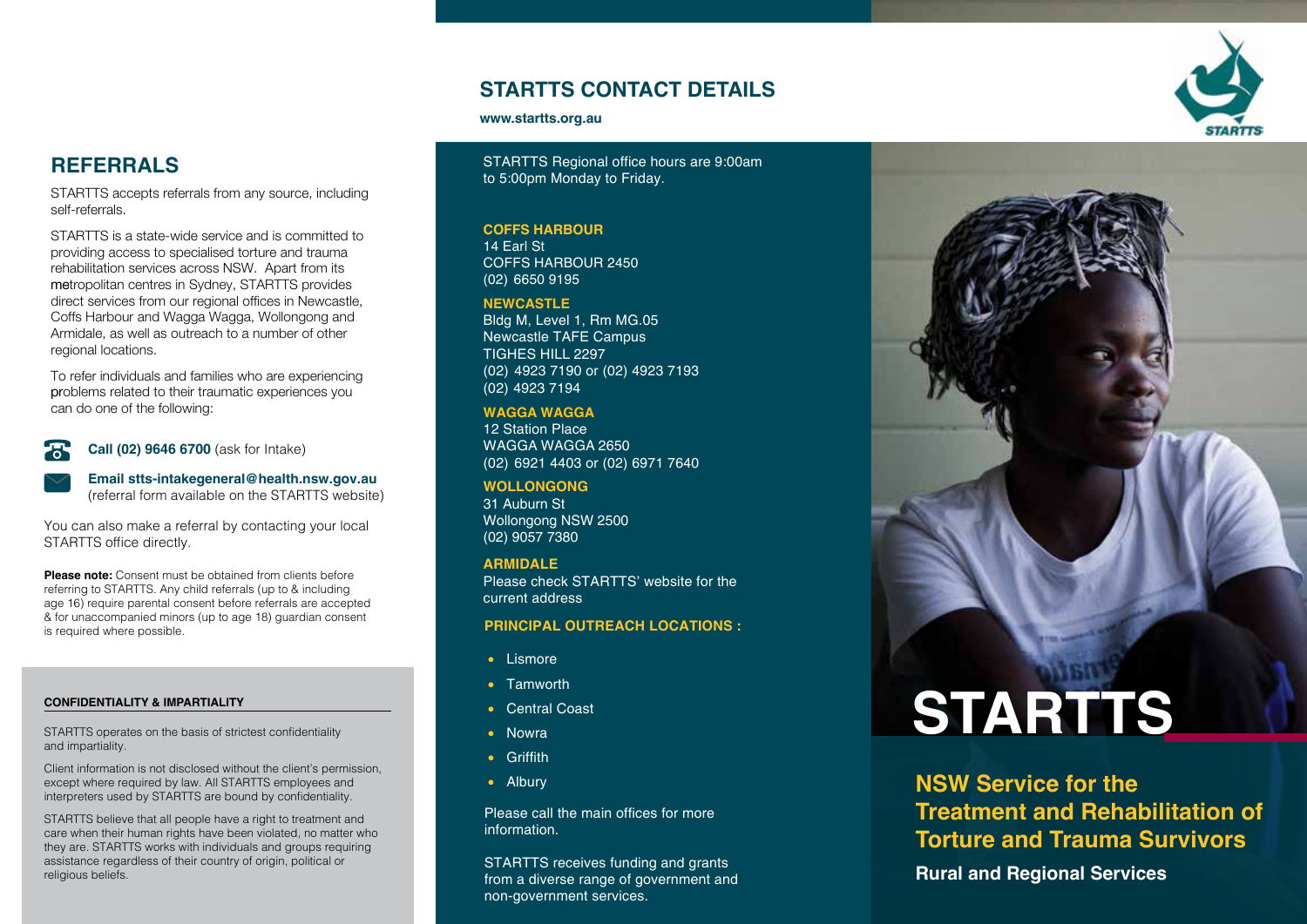## REFERRALS

STARTTS accepts referrals from any source, including self-referrals.

STARTTS is a state-wide service and is committed to providing access to specialised torture and trauma rehabilitation services across NSW. Apart from its metropolitan centres in Sydney, STARTTS provides direct services from our regional offices in Newcastle, Coffs Harbour and Wagga Wagga, Wollongong and Armidale, as well as outreach to a number of other regional locations.

To refer individuals and families who are experiencing problems related to their traumatic experiences you can do one of the following:

**Call (02) 9646 6700** (ask for Intake)

**Email stts-intakegeneral@health.nsw.gov.au** (referral form available on the STARTTS website)

You can also make a referral by contacting your local STARTTS office directly.

**Please note:** Consent must be obtained from clients before referring to STARTTS. Any child referrals (up to & including age 16) require parental consent before referrals are accepted & for unaccompanied minors (up to age 18) guardian consent is required where possible.

**CONFIDENTIALITY & IMPARTIALITY**

STARTTS operates on the basis of strictest confidentiality and impartiality.

Client information is not disclosed without the client's permission, except where required by law. All STARTTS employees and interpreters used by STARTTS are bound by confidentiality.

STARTTS believe that all people have a right to treatment and care when their human rights have been violated, no matter who they are. STARTTS works with individuals and groups requiring assistance regardless of their country of origin, political or religious beliefs.

## STARTTS CONTACT DETAILS

**www.startts.org.au**

STARTTS Regional office hours are 9:00am to 5:00pm Monday to Friday.

**COFFS HARBOUR**
14 Earl St
COFFS HARBOUR 2450
(02) 6650 9195

**NEWCASTLE**
Bldg M, Level 1, Rm MG.05
Newcastle TAFE Campus
TIGHES HILL 2297
(02) 4923 7190 or (02) 4923 7193
(02) 4923 7194

**WAGGA WAGGA**
12 Station Place
WAGGA WAGGA 2650
(02) 6921 4403 or (02) 6971 7640

**WOLLONGONG**
31 Auburn St
Wollongong NSW 2500
(02) 9057 7380

**ARMIDALE**
Please check STARTTS' website for the current address

**PRINCIPAL OUTREACH LOCATIONS :**

- Lismore
- Tamworth
- Central Coast
- Nowra
- Griffith
- Albury

Please call the main offices for more information.

STARTTS receives funding and grants from a diverse range of government and non-government services.

# STARTTS

## NSW Service for the Treatment and Rehabilitation of Torture and Trauma Survivors

**Rural and Regional Services**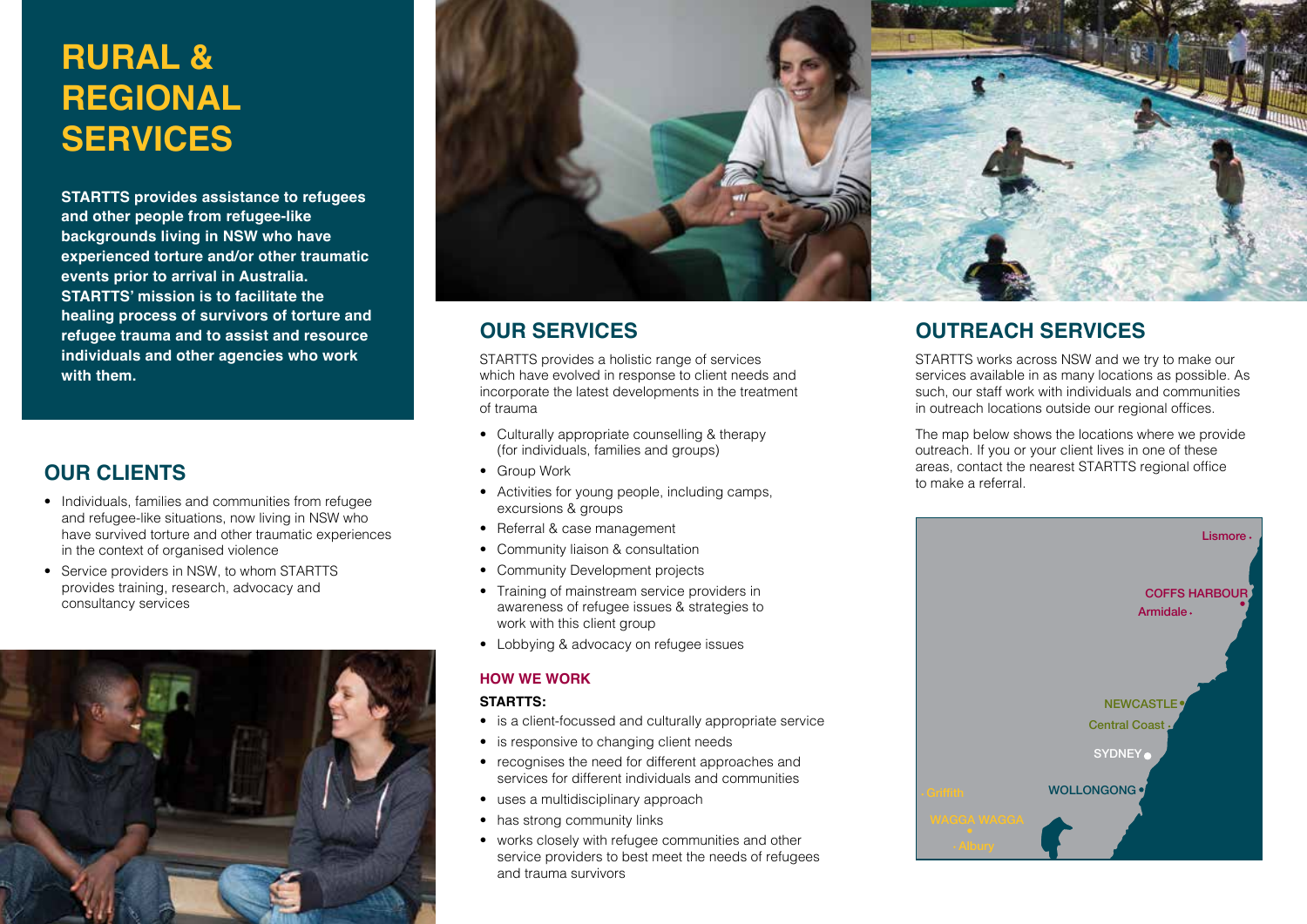# RURAL & REGIONAL SERVICES

**STARTTS provides assistance to refugees and other people from refugee-like backgrounds living in NSW who have experienced torture and/or other traumatic events prior to arrival in Australia. STARTTS' mission is to facilitate the healing process of survivors of torture and refugee trauma and to assist and resource individuals and other agencies who work with them.**

## OUR CLIENTS

- Individuals, families and communities from refugee and refugee-like situations, now living in NSW who have survived torture and other traumatic experiences in the context of organised violence
- Service providers in NSW, to whom STARTTS provides training, research, advocacy and consultancy services

## OUR SERVICES

STARTTS provides a holistic range of services which have evolved in response to client needs and incorporate the latest developments in the treatment of trauma

- Culturally appropriate counselling & therapy (for individuals, families and groups)
- Group Work
- Activities for young people, including camps, excursions & groups
- Referral & case management
- Community liaison & consultation
- Community Development projects
- Training of mainstream service providers in awareness of refugee issues & strategies to work with this client group
- Lobbying & advocacy on refugee issues

### HOW WE WORK

**STARTTS:**

- is a client-focussed and culturally appropriate service
- is responsive to changing client needs
- recognises the need for different approaches and services for different individuals and communities
- uses a multidisciplinary approach
- has strong community links
- works closely with refugee communities and other service providers to best meet the needs of refugees and trauma survivors

## OUTREACH SERVICES

STARTTS works across NSW and we try to make our services available in as many locations as possible. As such, our staff work with individuals and communities in outreach locations outside our regional offices.

The map below shows the locations where we provide outreach. If you or your client lives in one of these areas, contact the nearest STARTTS regional office to make a referral.

Lismore
COFFS HARBOUR
Armidale
NEWCASTLE
Central Coast
SYDNEY
Griffith
WOLLONGONG
WAGGA WAGGA
Albury